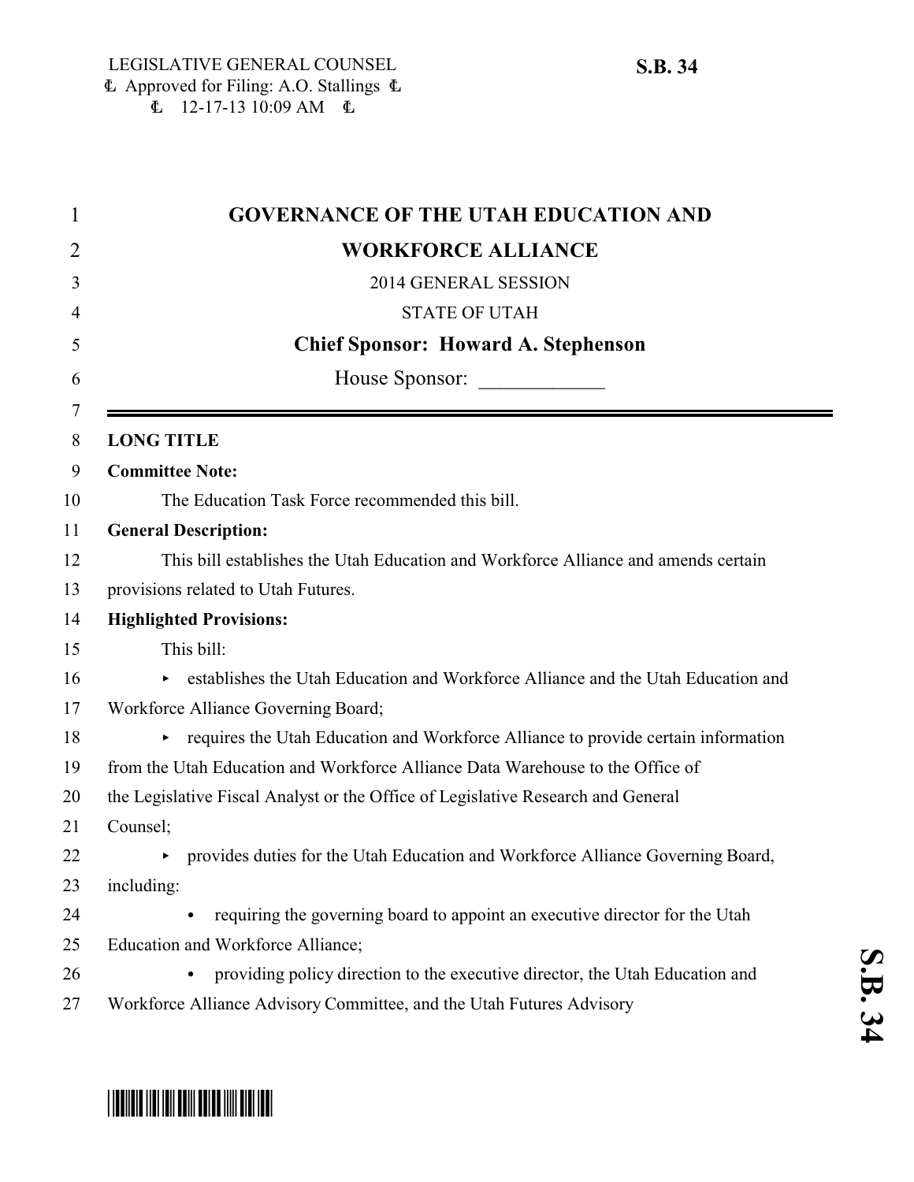LEGISLATIVE GENERAL COUNSEL
Approved for Filing: A.O. Stallings
12-17-13 10:09 AM

**S.B. 34**

# GOVERNANCE OF THE UTAH EDUCATION AND WORKFORCE ALLIANCE

2014 GENERAL SESSION

STATE OF UTAH

**Chief Sponsor: Howard A. Stephenson**

House Sponsor: ____________

---

**LONG TITLE**

**Committee Note:**

The Education Task Force recommended this bill.

**General Description:**

This bill establishes the Utah Education and Workforce Alliance and amends certain provisions related to Utah Futures.

**Highlighted Provisions:**

This bill:

- establishes the Utah Education and Workforce Alliance and the Utah Education and Workforce Alliance Governing Board;
- requires the Utah Education and Workforce Alliance to provide certain information from the Utah Education and Workforce Alliance Data Warehouse to the Office of the Legislative Fiscal Analyst or the Office of Legislative Research and General Counsel;
- provides duties for the Utah Education and Workforce Alliance Governing Board, including:
  - requiring the governing board to appoint an executive director for the Utah Education and Workforce Alliance;
  - providing policy direction to the executive director, the Utah Education and Workforce Alliance Advisory Committee, and the Utah Futures Advisory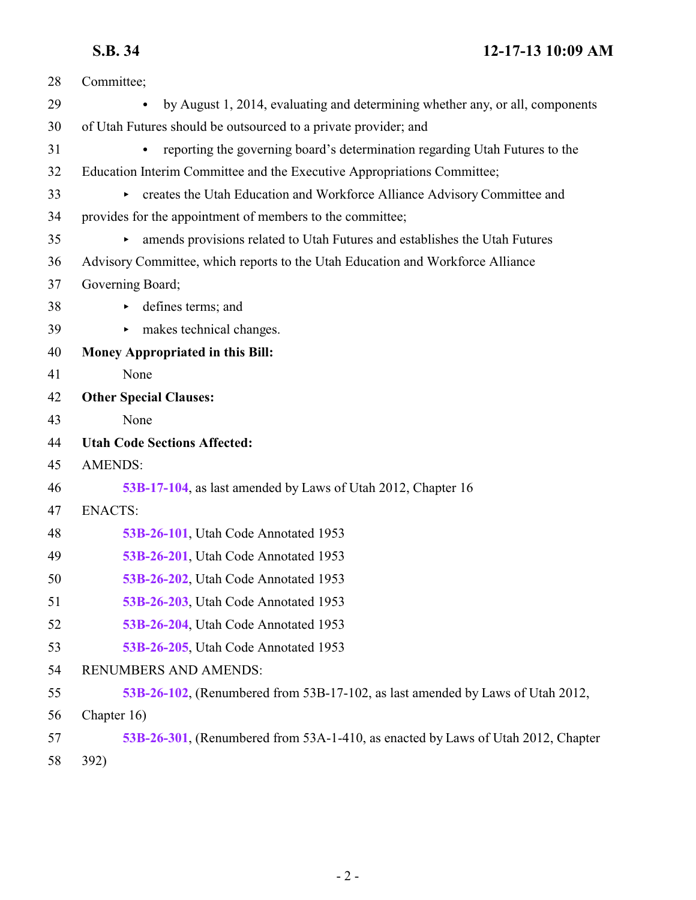Committee;

- by August 1, 2014, evaluating and determining whether any, or all, components of Utah Futures should be outsourced to a private provider; and
- reporting the governing board's determination regarding Utah Futures to the Education Interim Committee and the Executive Appropriations Committee;

▸ creates the Utah Education and Workforce Alliance Advisory Committee and provides for the appointment of members to the committee;

▸ amends provisions related to Utah Futures and establishes the Utah Futures Advisory Committee, which reports to the Utah Education and Workforce Alliance Governing Board;

▸ defines terms; and

▸ makes technical changes.

**Money Appropriated in this Bill:**

None

**Other Special Clauses:**

None

**Utah Code Sections Affected:**

AMENDS:

53B-17-104, as last amended by Laws of Utah 2012, Chapter 16

ENACTS:

53B-26-101, Utah Code Annotated 1953

53B-26-201, Utah Code Annotated 1953

53B-26-202, Utah Code Annotated 1953

53B-26-203, Utah Code Annotated 1953

53B-26-204, Utah Code Annotated 1953

53B-26-205, Utah Code Annotated 1953

RENUMBERS AND AMENDS:

53B-26-102, (Renumbered from 53B-17-102, as last amended by Laws of Utah 2012, Chapter 16)

53B-26-301, (Renumbered from 53A-1-410, as enacted by Laws of Utah 2012, Chapter 392)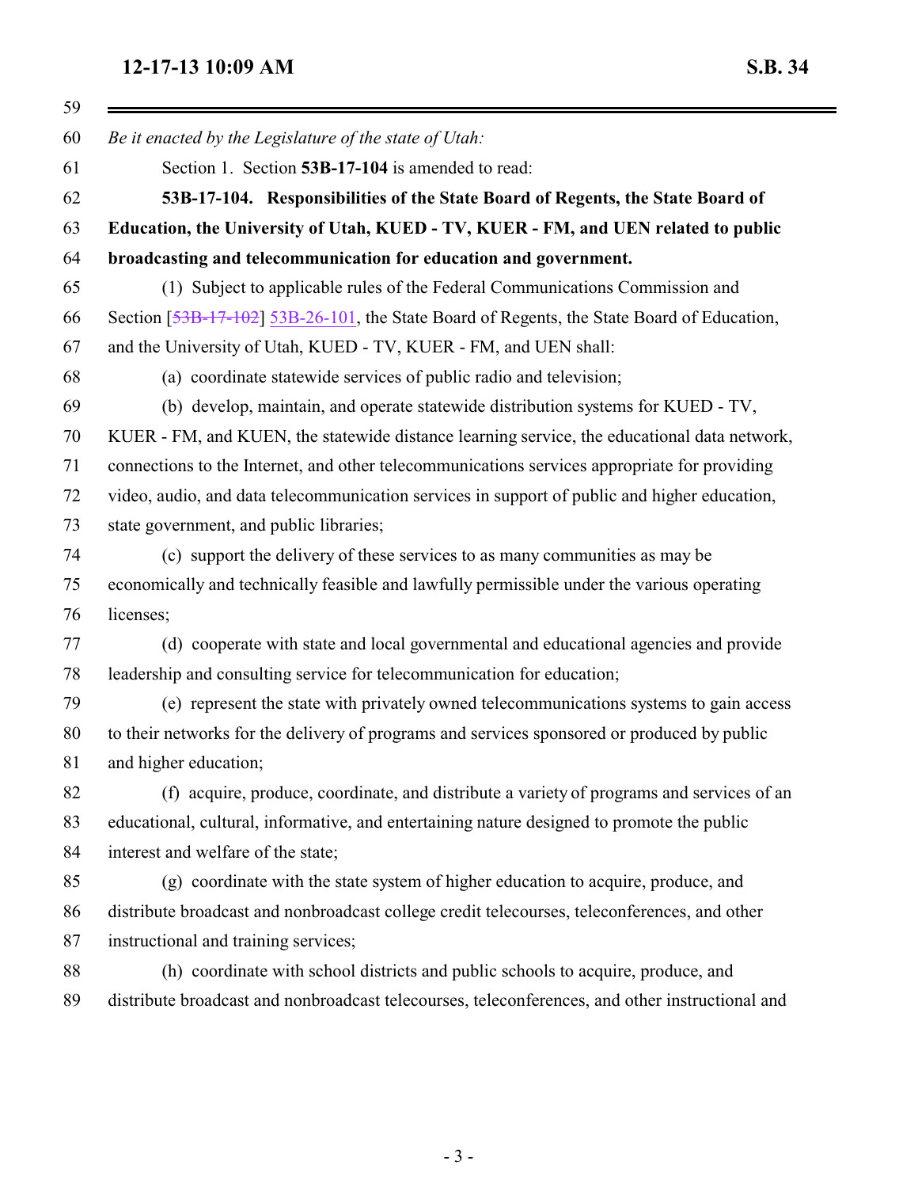*Be it enacted by the Legislature of the state of Utah:*

Section 1. Section **53B-17-104** is amended to read:

**53B-17-104. Responsibilities of the State Board of Regents, the State Board of Education, the University of Utah, KUED - TV, KUER - FM, and UEN related to public broadcasting and telecommunication for education and government.**

(1) Subject to applicable rules of the Federal Communications Commission and Section [~~53B-17-102~~] 53B-26-101, the State Board of Regents, the State Board of Education, and the University of Utah, KUED - TV, KUER - FM, and UEN shall:

(a) coordinate statewide services of public radio and television;

(b) develop, maintain, and operate statewide distribution systems for KUED - TV, KUER - FM, and KUEN, the statewide distance learning service, the educational data network, connections to the Internet, and other telecommunications services appropriate for providing video, audio, and data telecommunication services in support of public and higher education, state government, and public libraries;

(c) support the delivery of these services to as many communities as may be economically and technically feasible and lawfully permissible under the various operating licenses;

(d) cooperate with state and local governmental and educational agencies and provide leadership and consulting service for telecommunication for education;

(e) represent the state with privately owned telecommunications systems to gain access to their networks for the delivery of programs and services sponsored or produced by public and higher education;

(f) acquire, produce, coordinate, and distribute a variety of programs and services of an educational, cultural, informative, and entertaining nature designed to promote the public interest and welfare of the state;

(g) coordinate with the state system of higher education to acquire, produce, and distribute broadcast and nonbroadcast college credit telecourses, teleconferences, and other instructional and training services;

(h) coordinate with school districts and public schools to acquire, produce, and distribute broadcast and nonbroadcast telecourses, teleconferences, and other instructional and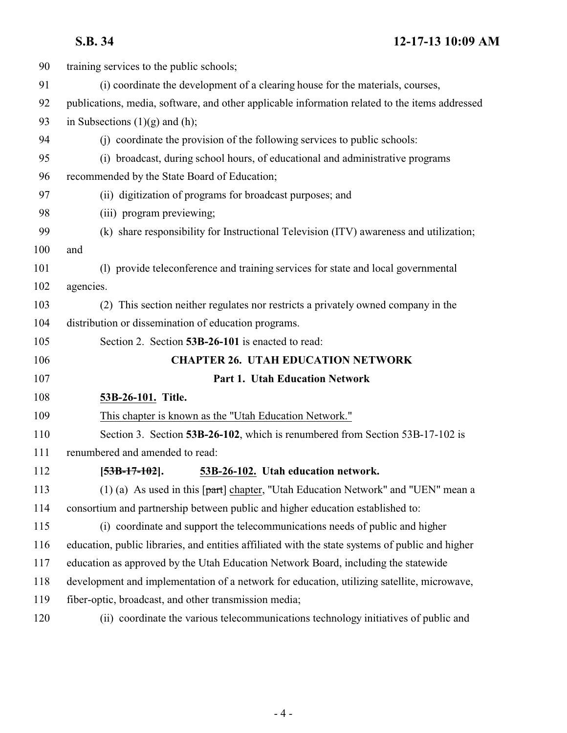training services to the public schools;

(i) coordinate the development of a clearing house for the materials, courses, publications, media, software, and other applicable information related to the items addressed in Subsections (1)(g) and (h);

(j) coordinate the provision of the following services to public schools:

(i) broadcast, during school hours, of educational and administrative programs recommended by the State Board of Education;

(ii) digitization of programs for broadcast purposes; and

(iii) program previewing;

(k) share responsibility for Instructional Television (ITV) awareness and utilization; and

(l) provide teleconference and training services for state and local governmental agencies.

(2) This section neither regulates nor restricts a privately owned company in the distribution or dissemination of education programs.

Section 2. Section **53B-26-101** is enacted to read:

**CHAPTER 26. UTAH EDUCATION NETWORK**

**Part 1. Utah Education Network**

**53B-26-101. Title.**

This chapter is known as the "Utah Education Network."

Section 3. Section **53B-26-102**, which is renumbered from Section 53B-17-102 is renumbered and amended to read:

**[~~53B-17-102~~]. 53B-26-102. Utah education network.**

(1) (a) As used in this [~~part~~] chapter, "Utah Education Network" and "UEN" mean a consortium and partnership between public and higher education established to:

(i) coordinate and support the telecommunications needs of public and higher education, public libraries, and entities affiliated with the state systems of public and higher education as approved by the Utah Education Network Board, including the statewide development and implementation of a network for education, utilizing satellite, microwave, fiber-optic, broadcast, and other transmission media;

(ii) coordinate the various telecommunications technology initiatives of public and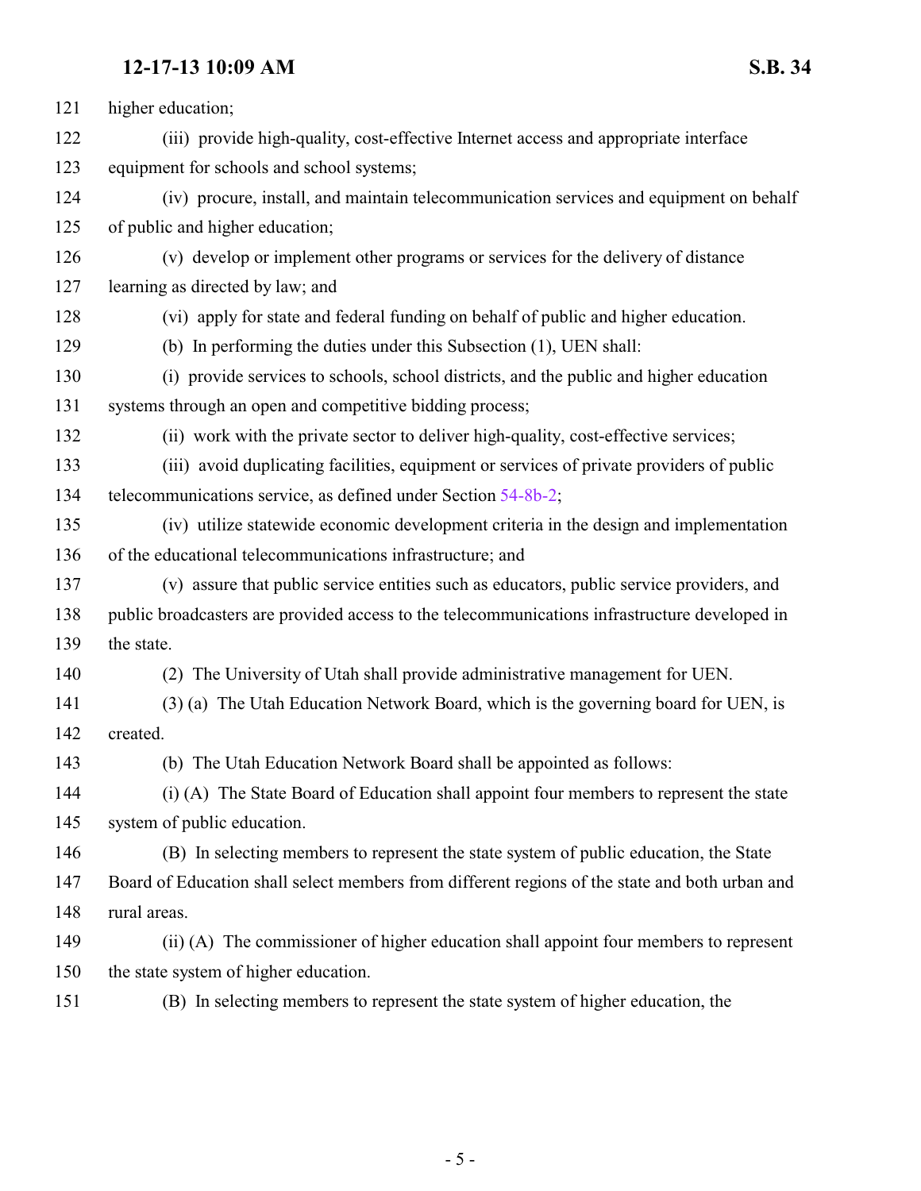higher education;

(iii) provide high-quality, cost-effective Internet access and appropriate interface equipment for schools and school systems;

(iv) procure, install, and maintain telecommunication services and equipment on behalf of public and higher education;

(v) develop or implement other programs or services for the delivery of distance learning as directed by law; and

(vi) apply for state and federal funding on behalf of public and higher education.

(b) In performing the duties under this Subsection (1), UEN shall:

(i) provide services to schools, school districts, and the public and higher education systems through an open and competitive bidding process;

(ii) work with the private sector to deliver high-quality, cost-effective services;

(iii) avoid duplicating facilities, equipment or services of private providers of public telecommunications service, as defined under Section 54-8b-2;

(iv) utilize statewide economic development criteria in the design and implementation of the educational telecommunications infrastructure; and

(v) assure that public service entities such as educators, public service providers, and public broadcasters are provided access to the telecommunications infrastructure developed in the state.

(2) The University of Utah shall provide administrative management for UEN.

(3) (a) The Utah Education Network Board, which is the governing board for UEN, is created.

(b) The Utah Education Network Board shall be appointed as follows:

(i) (A) The State Board of Education shall appoint four members to represent the state system of public education.

(B) In selecting members to represent the state system of public education, the State Board of Education shall select members from different regions of the state and both urban and rural areas.

(ii) (A) The commissioner of higher education shall appoint four members to represent the state system of higher education.

(B) In selecting members to represent the state system of higher education, the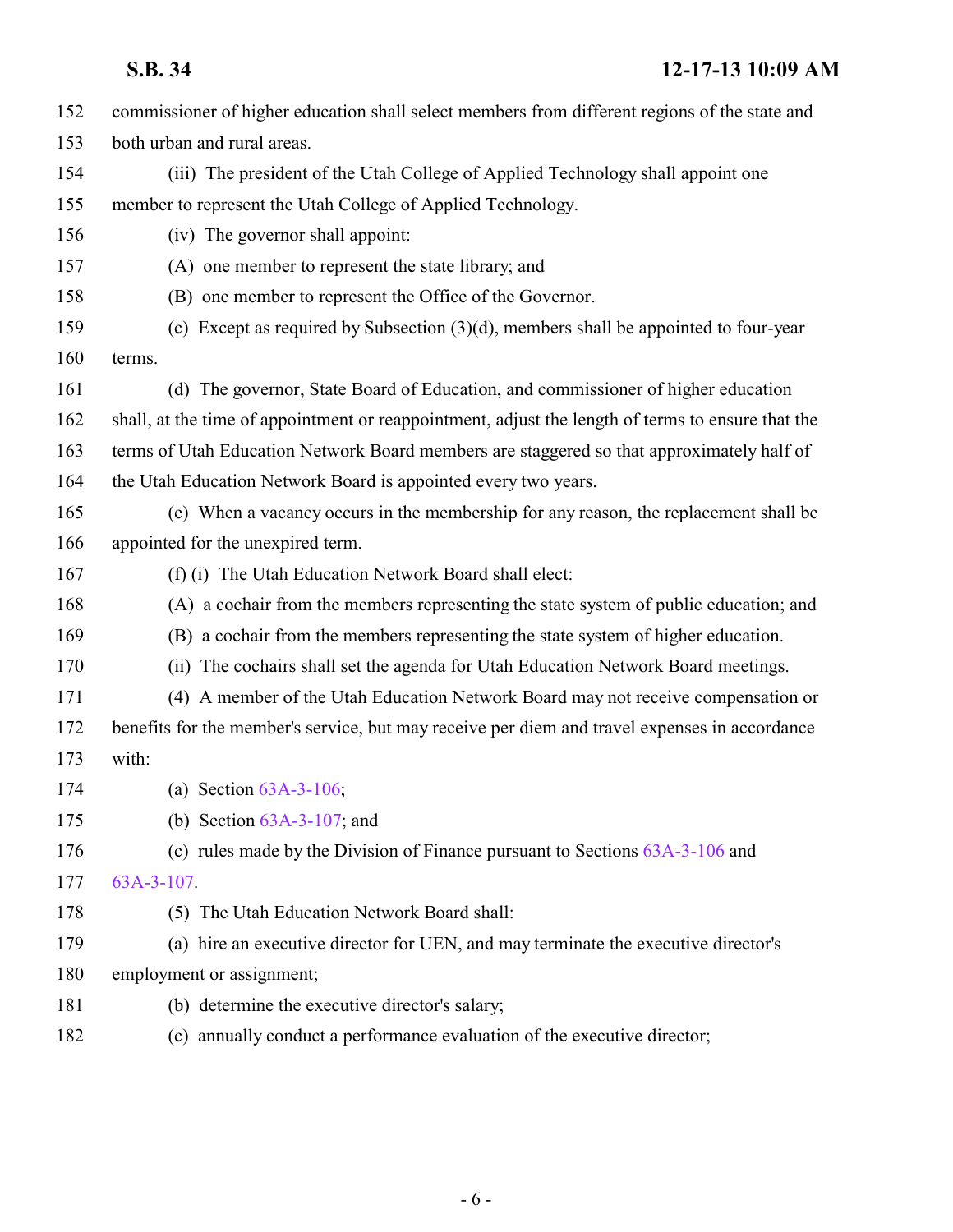commissioner of higher education shall select members from different regions of the state and both urban and rural areas.

(iii) The president of the Utah College of Applied Technology shall appoint one member to represent the Utah College of Applied Technology.

(iv) The governor shall appoint:

(A) one member to represent the state library; and

(B) one member to represent the Office of the Governor.

(c) Except as required by Subsection (3)(d), members shall be appointed to four-year terms.

(d) The governor, State Board of Education, and commissioner of higher education shall, at the time of appointment or reappointment, adjust the length of terms to ensure that the terms of Utah Education Network Board members are staggered so that approximately half of the Utah Education Network Board is appointed every two years.

(e) When a vacancy occurs in the membership for any reason, the replacement shall be appointed for the unexpired term.

(f) (i) The Utah Education Network Board shall elect:

(A) a cochair from the members representing the state system of public education; and

(B) a cochair from the members representing the state system of higher education.

(ii) The cochairs shall set the agenda for Utah Education Network Board meetings.

(4) A member of the Utah Education Network Board may not receive compensation or benefits for the member's service, but may receive per diem and travel expenses in accordance with:

(a) Section 63A-3-106;

(b) Section 63A-3-107; and

(c) rules made by the Division of Finance pursuant to Sections 63A-3-106 and 63A-3-107.

(5) The Utah Education Network Board shall:

(a) hire an executive director for UEN, and may terminate the executive director's employment or assignment;

(b) determine the executive director's salary;

(c) annually conduct a performance evaluation of the executive director;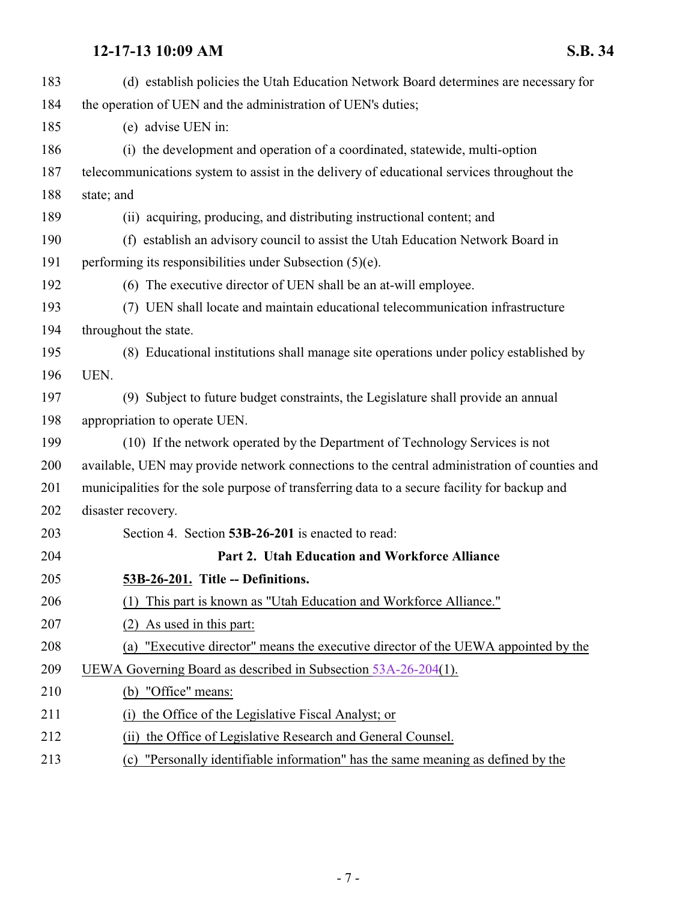183 (d) establish policies the Utah Education Network Board determines are necessary for
184 the operation of UEN and the administration of UEN's duties;
185 (e) advise UEN in:
186 (i) the development and operation of a coordinated, statewide, multi-option
187 telecommunications system to assist in the delivery of educational services throughout the
188 state; and
189 (ii) acquiring, producing, and distributing instructional content; and
190 (f) establish an advisory council to assist the Utah Education Network Board in
191 performing its responsibilities under Subsection (5)(e).
192 (6) The executive director of UEN shall be an at-will employee.
193 (7) UEN shall locate and maintain educational telecommunication infrastructure
194 throughout the state.
195 (8) Educational institutions shall manage site operations under policy established by
196 UEN.
197 (9) Subject to future budget constraints, the Legislature shall provide an annual
198 appropriation to operate UEN.
199 (10) If the network operated by the Department of Technology Services is not
200 available, UEN may provide network connections to the central administration of counties and
201 municipalities for the sole purpose of transferring data to a secure facility for backup and
202 disaster recovery.
203 Section 4. Section **53B-26-201** is enacted to read:
204 **Part 2. Utah Education and Workforce Alliance**
205 **53B-26-201. Title -- Definitions.**
206 (1) This part is known as "Utah Education and Workforce Alliance."
207 (2) As used in this part:
208 (a) "Executive director" means the executive director of the UEWA appointed by the
209 UEWA Governing Board as described in Subsection 53A-26-204(1).
210 (b) "Office" means:
211 (i) the Office of the Legislative Fiscal Analyst; or
212 (ii) the Office of Legislative Research and General Counsel.
213 (c) "Personally identifiable information" has the same meaning as defined by the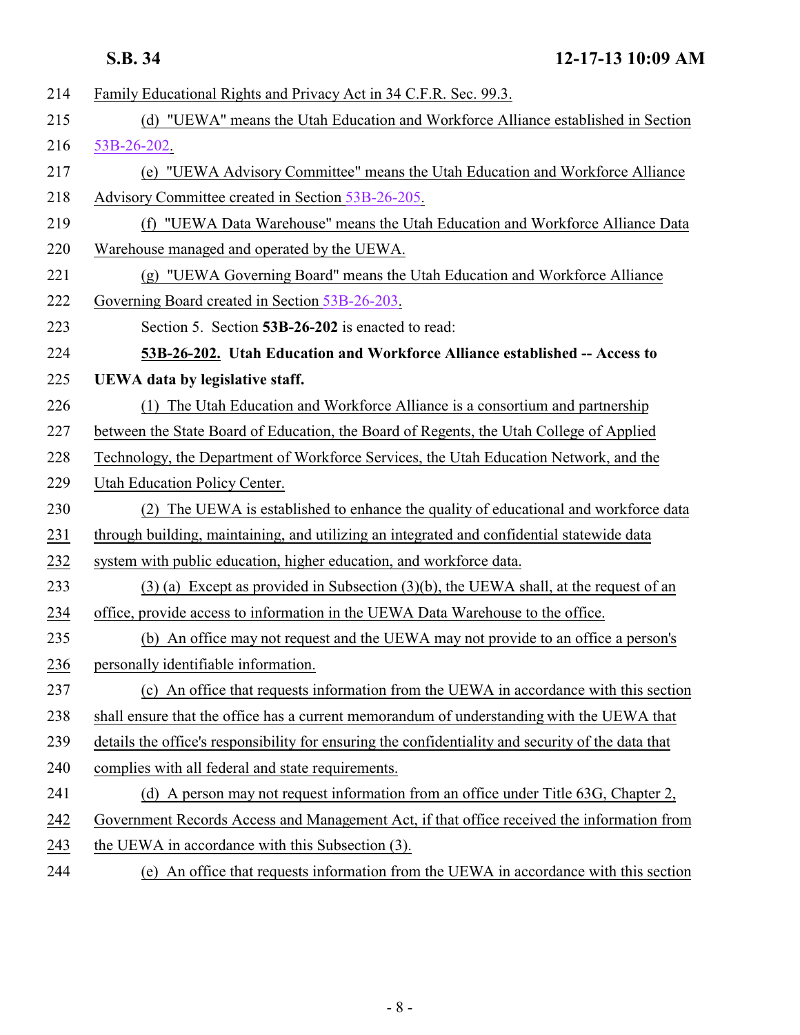Family Educational Rights and Privacy Act in 34 C.F.R. Sec. 99.3.

(d) "UEWA" means the Utah Education and Workforce Alliance established in Section 53B-26-202.

(e) "UEWA Advisory Committee" means the Utah Education and Workforce Alliance Advisory Committee created in Section 53B-26-205.

(f) "UEWA Data Warehouse" means the Utah Education and Workforce Alliance Data Warehouse managed and operated by the UEWA.

(g) "UEWA Governing Board" means the Utah Education and Workforce Alliance Governing Board created in Section 53B-26-203.

Section 5. Section **53B-26-202** is enacted to read:

**53B-26-202. Utah Education and Workforce Alliance established -- Access to UEWA data by legislative staff.**

(1) The Utah Education and Workforce Alliance is a consortium and partnership between the State Board of Education, the Board of Regents, the Utah College of Applied Technology, the Department of Workforce Services, the Utah Education Network, and the Utah Education Policy Center.

(2) The UEWA is established to enhance the quality of educational and workforce data through building, maintaining, and utilizing an integrated and confidential statewide data system with public education, higher education, and workforce data.

(3) (a) Except as provided in Subsection (3)(b), the UEWA shall, at the request of an office, provide access to information in the UEWA Data Warehouse to the office.

(b) An office may not request and the UEWA may not provide to an office a person's personally identifiable information.

(c) An office that requests information from the UEWA in accordance with this section shall ensure that the office has a current memorandum of understanding with the UEWA that details the office's responsibility for ensuring the confidentiality and security of the data that complies with all federal and state requirements.

(d) A person may not request information from an office under Title 63G, Chapter 2, Government Records Access and Management Act, if that office received the information from the UEWA in accordance with this Subsection (3).

(e) An office that requests information from the UEWA in accordance with this section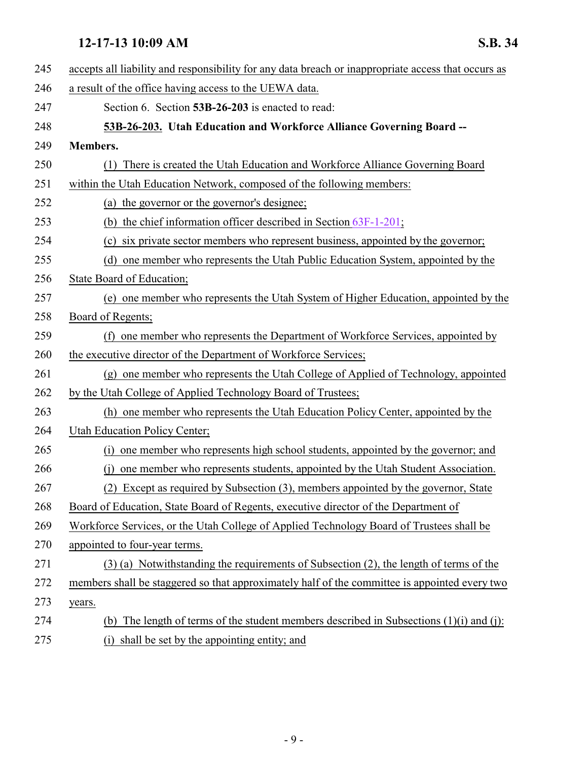accepts all liability and responsibility for any data breach or inappropriate access that occurs as a result of the office having access to the UEWA data.

Section 6. Section **53B-26-203** is enacted to read:

**53B-26-203. Utah Education and Workforce Alliance Governing Board -- Members.**

(1) There is created the Utah Education and Workforce Alliance Governing Board within the Utah Education Network, composed of the following members:

(a) the governor or the governor's designee;

(b) the chief information officer described in Section 63F-1-201;

(c) six private sector members who represent business, appointed by the governor;

(d) one member who represents the Utah Public Education System, appointed by the State Board of Education;

(e) one member who represents the Utah System of Higher Education, appointed by the Board of Regents;

(f) one member who represents the Department of Workforce Services, appointed by the executive director of the Department of Workforce Services;

(g) one member who represents the Utah College of Applied of Technology, appointed by the Utah College of Applied Technology Board of Trustees;

(h) one member who represents the Utah Education Policy Center, appointed by the Utah Education Policy Center;

(i) one member who represents high school students, appointed by the governor; and

(j) one member who represents students, appointed by the Utah Student Association.

(2) Except as required by Subsection (3), members appointed by the governor, State Board of Education, State Board of Regents, executive director of the Department of Workforce Services, or the Utah College of Applied Technology Board of Trustees shall be appointed to four-year terms.

(3) (a) Notwithstanding the requirements of Subsection (2), the length of terms of the members shall be staggered so that approximately half of the committee is appointed every two years.

(b) The length of terms of the student members described in Subsections (1)(i) and (j):

(i) shall be set by the appointing entity; and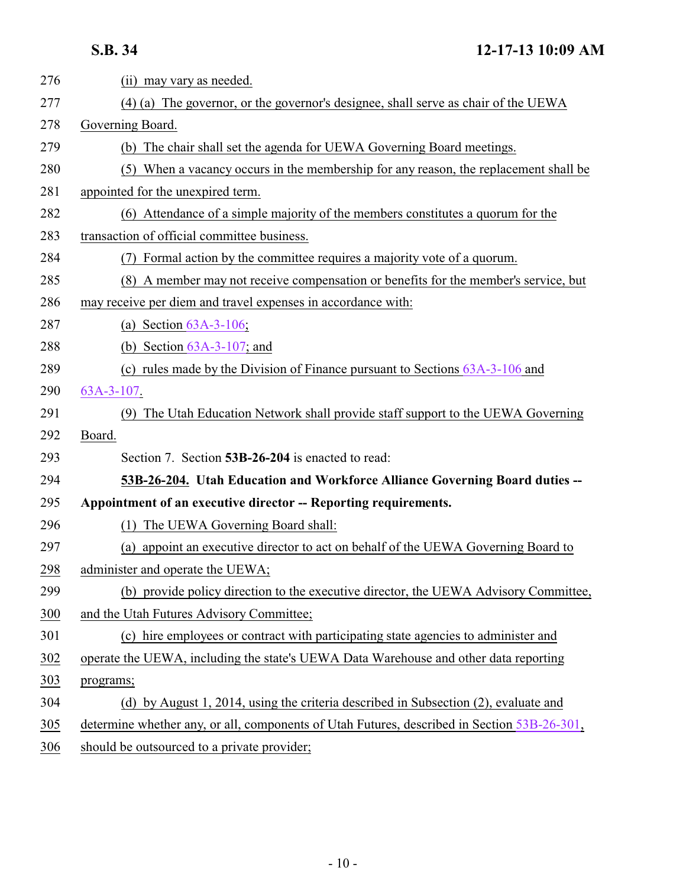(ii) may vary as needed.

(4) (a) The governor, or the governor's designee, shall serve as chair of the UEWA Governing Board.

(b) The chair shall set the agenda for UEWA Governing Board meetings.

(5) When a vacancy occurs in the membership for any reason, the replacement shall be appointed for the unexpired term.

(6) Attendance of a simple majority of the members constitutes a quorum for the transaction of official committee business.

(7) Formal action by the committee requires a majority vote of a quorum.

(8) A member may not receive compensation or benefits for the member's service, but may receive per diem and travel expenses in accordance with:

(a) Section 63A-3-106;

(b) Section 63A-3-107; and

(c) rules made by the Division of Finance pursuant to Sections 63A-3-106 and 63A-3-107.

(9) The Utah Education Network shall provide staff support to the UEWA Governing Board.

Section 7. Section **53B-26-204** is enacted to read:

**53B-26-204. Utah Education and Workforce Alliance Governing Board duties -- Appointment of an executive director -- Reporting requirements.**

(1) The UEWA Governing Board shall:

(a) appoint an executive director to act on behalf of the UEWA Governing Board to administer and operate the UEWA;

(b) provide policy direction to the executive director, the UEWA Advisory Committee, and the Utah Futures Advisory Committee;

(c) hire employees or contract with participating state agencies to administer and operate the UEWA, including the state's UEWA Data Warehouse and other data reporting programs;

(d) by August 1, 2014, using the criteria described in Subsection (2), evaluate and determine whether any, or all, components of Utah Futures, described in Section 53B-26-301, should be outsourced to a private provider;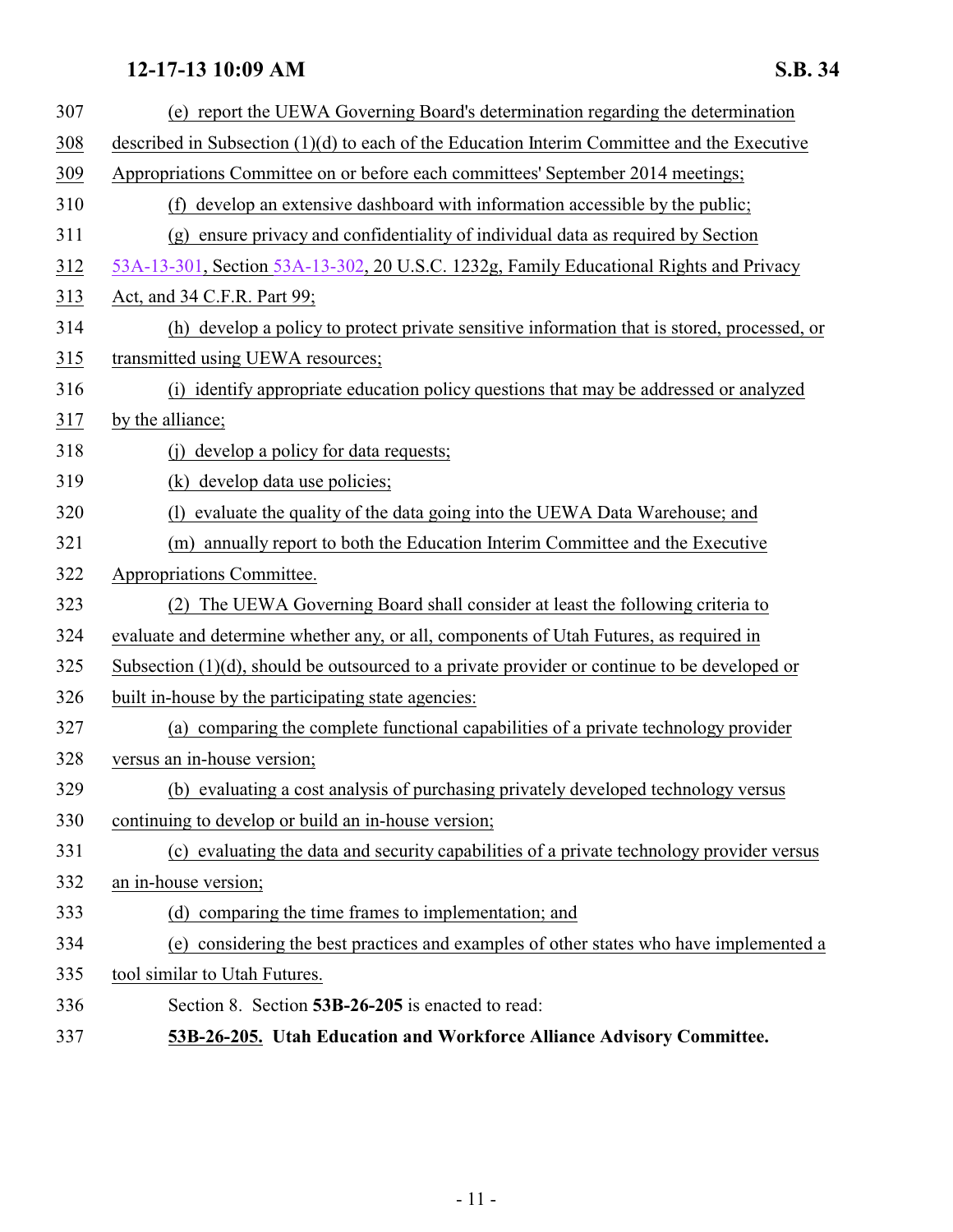(e) report the UEWA Governing Board's determination regarding the determination described in Subsection (1)(d) to each of the Education Interim Committee and the Executive Appropriations Committee on or before each committees' September 2014 meetings;

(f) develop an extensive dashboard with information accessible by the public;

(g) ensure privacy and confidentiality of individual data as required by Section 53A-13-301, Section 53A-13-302, 20 U.S.C. 1232g, Family Educational Rights and Privacy Act, and 34 C.F.R. Part 99;

(h) develop a policy to protect private sensitive information that is stored, processed, or transmitted using UEWA resources;

(i) identify appropriate education policy questions that may be addressed or analyzed by the alliance;

(j) develop a policy for data requests;

(k) develop data use policies;

(l) evaluate the quality of the data going into the UEWA Data Warehouse; and

(m) annually report to both the Education Interim Committee and the Executive Appropriations Committee.

(2) The UEWA Governing Board shall consider at least the following criteria to evaluate and determine whether any, or all, components of Utah Futures, as required in Subsection (1)(d), should be outsourced to a private provider or continue to be developed or built in-house by the participating state agencies:

(a) comparing the complete functional capabilities of a private technology provider versus an in-house version;

(b) evaluating a cost analysis of purchasing privately developed technology versus continuing to develop or build an in-house version;

(c) evaluating the data and security capabilities of a private technology provider versus an in-house version;

(d) comparing the time frames to implementation; and

(e) considering the best practices and examples of other states who have implemented a tool similar to Utah Futures.

Section 8. Section **53B-26-205** is enacted to read:

**53B-26-205. Utah Education and Workforce Alliance Advisory Committee.**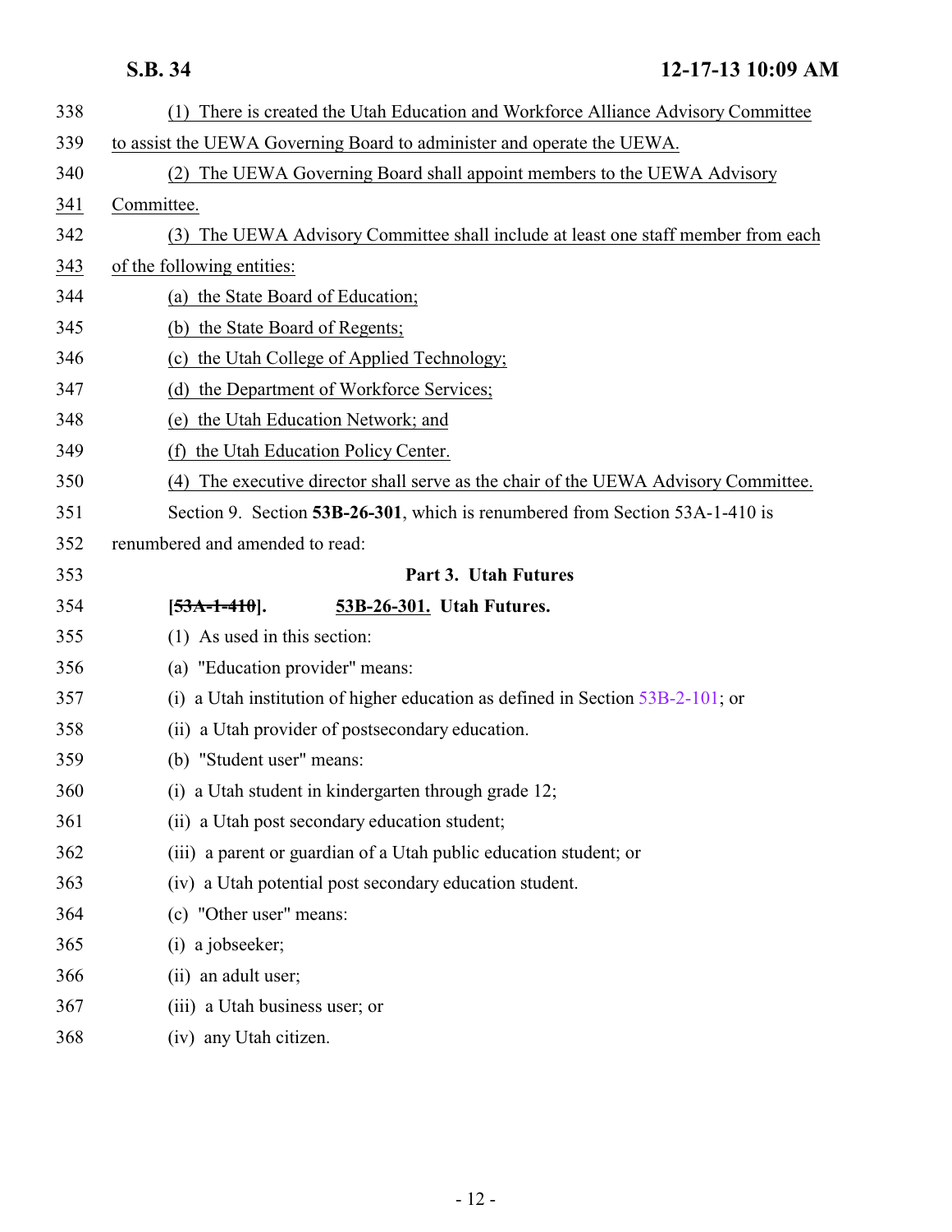338 (1) There is created the Utah Education and Workforce Alliance Advisory Committee
339 to assist the UEWA Governing Board to administer and operate the UEWA.
340 (2) The UEWA Governing Board shall appoint members to the UEWA Advisory
341 Committee.
342 (3) The UEWA Advisory Committee shall include at least one staff member from each
343 of the following entities:
344 (a) the State Board of Education;
345 (b) the State Board of Regents;
346 (c) the Utah College of Applied Technology;
347 (d) the Department of Workforce Services;
348 (e) the Utah Education Network; and
349 (f) the Utah Education Policy Center.
350 (4) The executive director shall serve as the chair of the UEWA Advisory Committee.
351 Section 9. Section **53B-26-301**, which is renumbered from Section 53A-1-410 is
352 renumbered and amended to read:

353 **Part 3. Utah Futures**

354 **[~~53A-1-410~~]. 53B-26-301. Utah Futures.**
355 (1) As used in this section:
356 (a) "Education provider" means:
357 (i) a Utah institution of higher education as defined in Section 53B-2-101; or
358 (ii) a Utah provider of postsecondary education.
359 (b) "Student user" means:
360 (i) a Utah student in kindergarten through grade 12;
361 (ii) a Utah post secondary education student;
362 (iii) a parent or guardian of a Utah public education student; or
363 (iv) a Utah potential post secondary education student.
364 (c) "Other user" means:
365 (i) a jobseeker;
366 (ii) an adult user;
367 (iii) a Utah business user; or
368 (iv) any Utah citizen.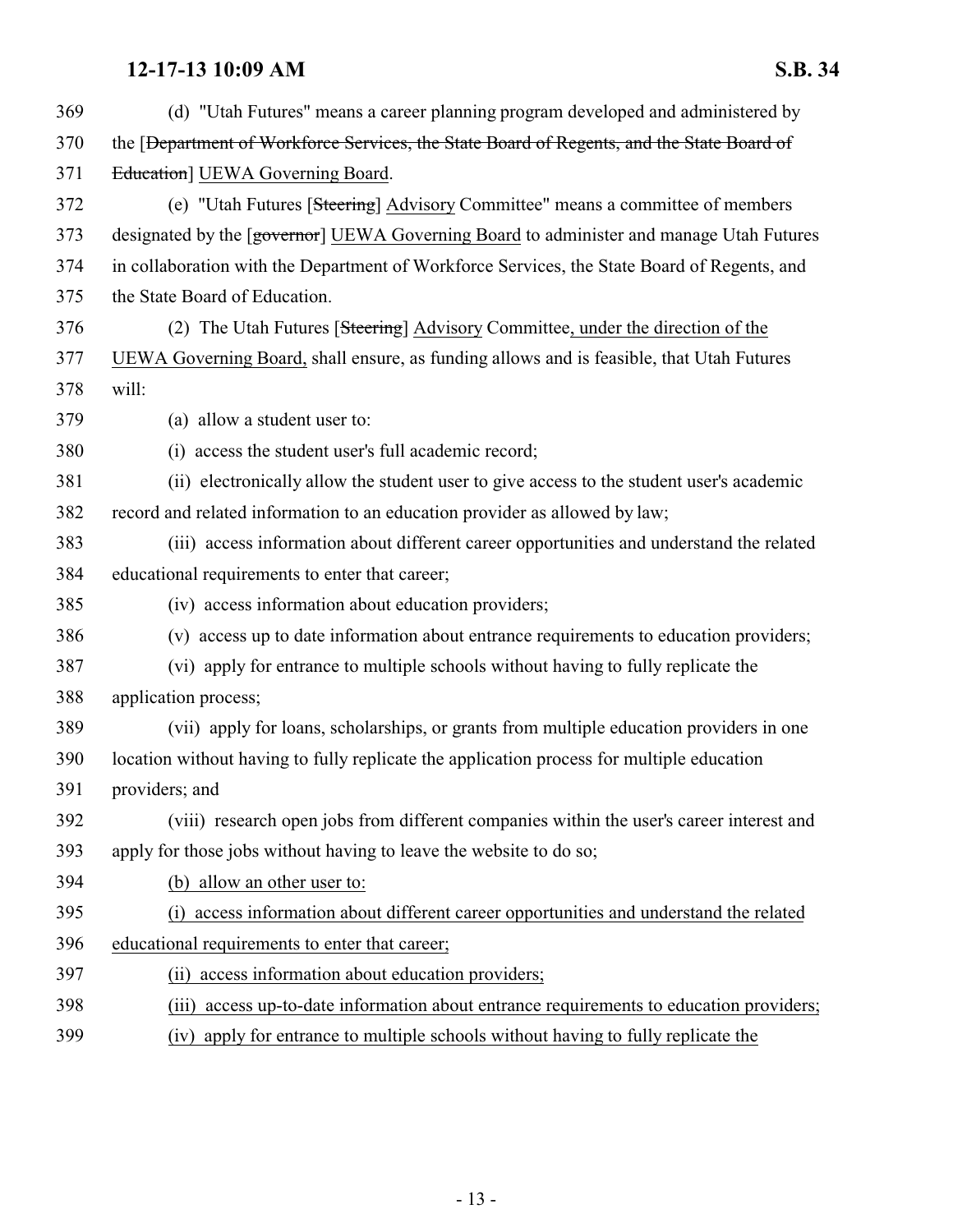369 (d) "Utah Futures" means a career planning program developed and administered by
370 the [Department of Workforce Services, the State Board of Regents, and the State Board of
371 Education] UEWA Governing Board.

372 (e) "Utah Futures [Steering] Advisory Committee" means a committee of members
373 designated by the [governor] UEWA Governing Board to administer and manage Utah Futures
374 in collaboration with the Department of Workforce Services, the State Board of Regents, and
375 the State Board of Education.

376 (2) The Utah Futures [Steering] Advisory Committee, under the direction of the
377 UEWA Governing Board, shall ensure, as funding allows and is feasible, that Utah Futures
378 will:

379 (a) allow a student user to:

380 (i) access the student user's full academic record;

381 (ii) electronically allow the student user to give access to the student user's academic
382 record and related information to an education provider as allowed by law;

383 (iii) access information about different career opportunities and understand the related
384 educational requirements to enter that career;

385 (iv) access information about education providers;

386 (v) access up to date information about entrance requirements to education providers;

387 (vi) apply for entrance to multiple schools without having to fully replicate the
388 application process;

389 (vii) apply for loans, scholarships, or grants from multiple education providers in one
390 location without having to fully replicate the application process for multiple education
391 providers; and

392 (viii) research open jobs from different companies within the user's career interest and
393 apply for those jobs without having to leave the website to do so;

394 (b) allow an other user to:

395 (i) access information about different career opportunities and understand the related
396 educational requirements to enter that career;

397 (ii) access information about education providers;

398 (iii) access up-to-date information about entrance requirements to education providers;

399 (iv) apply for entrance to multiple schools without having to fully replicate the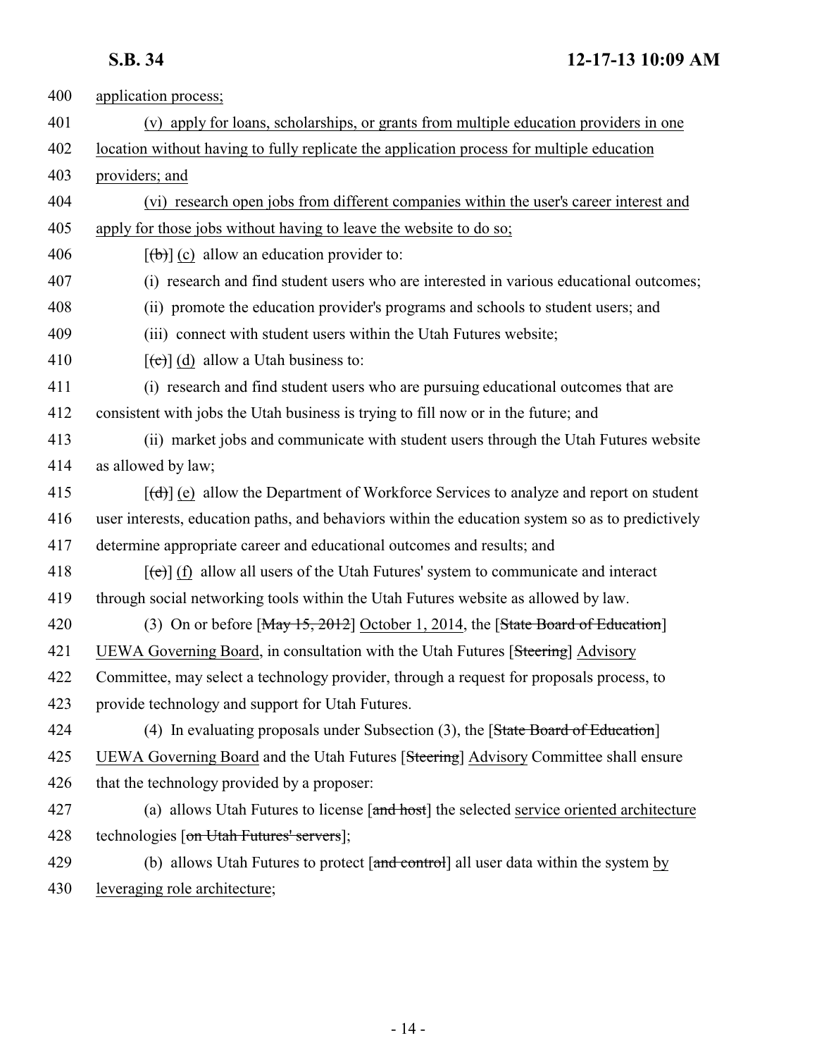400 application process;

401 (v) apply for loans, scholarships, or grants from multiple education providers in one

402 location without having to fully replicate the application process for multiple education

403 providers; and

404 (vi) research open jobs from different companies within the user's career interest and

405 apply for those jobs without having to leave the website to do so;

406 [~~(b)~~] (c) allow an education provider to:

407 (i) research and find student users who are interested in various educational outcomes;

408 (ii) promote the education provider's programs and schools to student users; and

409 (iii) connect with student users within the Utah Futures website;

410 [~~(c)~~] (d) allow a Utah business to:

411 (i) research and find student users who are pursuing educational outcomes that are

412 consistent with jobs the Utah business is trying to fill now or in the future; and

413 (ii) market jobs and communicate with student users through the Utah Futures website

414 as allowed by law;

415 [~~(d)~~] (e) allow the Department of Workforce Services to analyze and report on student

416 user interests, education paths, and behaviors within the education system so as to predictively

417 determine appropriate career and educational outcomes and results; and

418 [~~(e)~~] (f) allow all users of the Utah Futures' system to communicate and interact

419 through social networking tools within the Utah Futures website as allowed by law.

420 (3) On or before [~~May 15, 2012~~] October 1, 2014, the [~~State Board of Education~~]

421 UEWA Governing Board, in consultation with the Utah Futures [~~Steering~~] Advisory

422 Committee, may select a technology provider, through a request for proposals process, to

423 provide technology and support for Utah Futures.

424 (4) In evaluating proposals under Subsection (3), the [~~State Board of Education~~]

425 UEWA Governing Board and the Utah Futures [~~Steering~~] Advisory Committee shall ensure

426 that the technology provided by a proposer:

427 (a) allows Utah Futures to license [~~and host~~] the selected service oriented architecture

428 technologies [~~on Utah Futures' servers~~];

429 (b) allows Utah Futures to protect [~~and control~~] all user data within the system by

430 leveraging role architecture;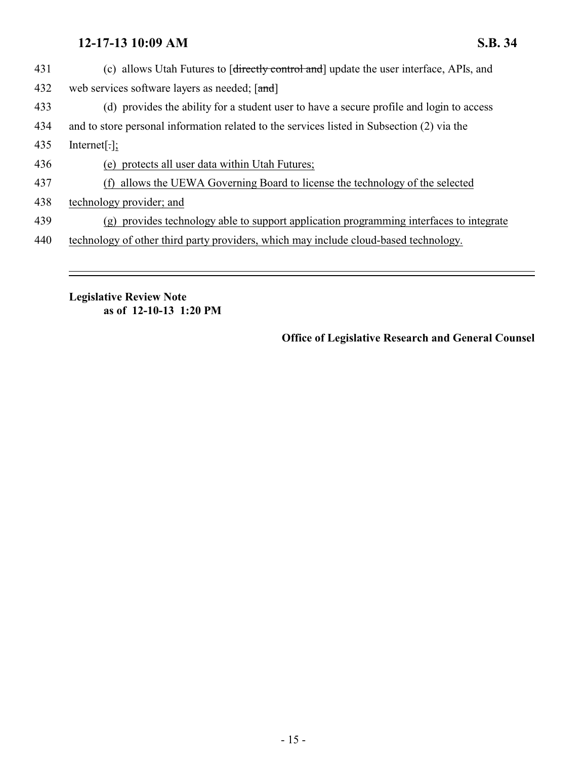431 (c) allows Utah Futures to [~~directly control and~~] update the user interface, APIs, and

432 web services software layers as needed; [~~and~~]

433 (d) provides the ability for a student user to have a secure profile and login to access

434 and to store personal information related to the services listed in Subsection (2) via the

435 Internet[~~.~~]<u>;</u>

436 <u>(e) protects all user data within Utah Futures;</u>

437 <u>(f) allows the UEWA Governing Board to license the technology of the selected</u>

438 <u>technology provider; and</u>

439 <u>(g) provides technology able to support application programming interfaces to integrate</u>

440 <u>technology of other third party providers, which may include cloud-based technology.</u>

---

**Legislative Review Note**
**as of 12-10-13 1:20 PM**

**Office of Legislative Research and General Counsel**